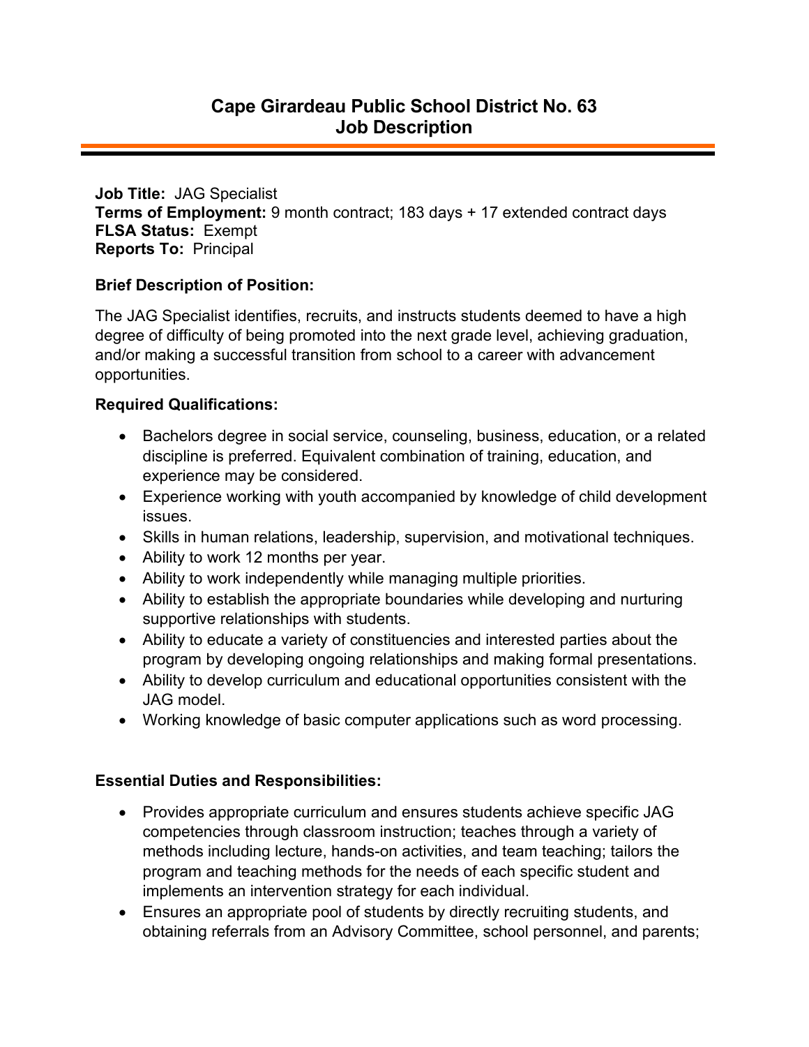# Cape Girardeau Public School District No. 63
# Job Description

**Job Title:** JAG Specialist
**Terms of Employment:** 9 month contract; 183 days + 17 extended contract days
**FLSA Status:** Exempt
**Reports To:** Principal

**Brief Description of Position:**

The JAG Specialist identifies, recruits, and instructs students deemed to have a high degree of difficulty of being promoted into the next grade level, achieving graduation, and/or making a successful transition from school to a career with advancement opportunities.

**Required Qualifications:**

- Bachelors degree in social service, counseling, business, education, or a related discipline is preferred. Equivalent combination of training, education, and experience may be considered.
- Experience working with youth accompanied by knowledge of child development issues.
- Skills in human relations, leadership, supervision, and motivational techniques.
- Ability to work 12 months per year.
- Ability to work independently while managing multiple priorities.
- Ability to establish the appropriate boundaries while developing and nurturing supportive relationships with students.
- Ability to educate a variety of constituencies and interested parties about the program by developing ongoing relationships and making formal presentations.
- Ability to develop curriculum and educational opportunities consistent with the JAG model.
- Working knowledge of basic computer applications such as word processing.

**Essential Duties and Responsibilities:**

- Provides appropriate curriculum and ensures students achieve specific JAG competencies through classroom instruction; teaches through a variety of methods including lecture, hands-on activities, and team teaching; tailors the program and teaching methods for the needs of each specific student and implements an intervention strategy for each individual.
- Ensures an appropriate pool of students by directly recruiting students, and obtaining referrals from an Advisory Committee, school personnel, and parents;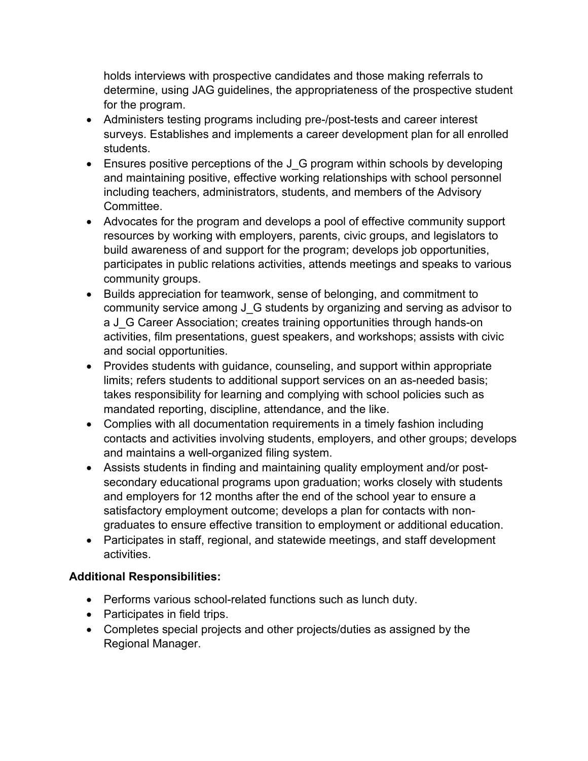holds interviews with prospective candidates and those making referrals to determine, using JAG guidelines, the appropriateness of the prospective student for the program.

- Administers testing programs including pre-/post-tests and career interest surveys. Establishes and implements a career development plan for all enrolled students.
- Ensures positive perceptions of the J_G program within schools by developing and maintaining positive, effective working relationships with school personnel including teachers, administrators, students, and members of the Advisory Committee.
- Advocates for the program and develops a pool of effective community support resources by working with employers, parents, civic groups, and legislators to build awareness of and support for the program; develops job opportunities, participates in public relations activities, attends meetings and speaks to various community groups.
- Builds appreciation for teamwork, sense of belonging, and commitment to community service among J_G students by organizing and serving as advisor to a J_G Career Association; creates training opportunities through hands-on activities, film presentations, guest speakers, and workshops; assists with civic and social opportunities.
- Provides students with guidance, counseling, and support within appropriate limits; refers students to additional support services on an as-needed basis; takes responsibility for learning and complying with school policies such as mandated reporting, discipline, attendance, and the like.
- Complies with all documentation requirements in a timely fashion including contacts and activities involving students, employers, and other groups; develops and maintains a well-organized filing system.
- Assists students in finding and maintaining quality employment and/or post-secondary educational programs upon graduation; works closely with students and employers for 12 months after the end of the school year to ensure a satisfactory employment outcome; develops a plan for contacts with non-graduates to ensure effective transition to employment or additional education.
- Participates in staff, regional, and statewide meetings, and staff development activities.

**Additional Responsibilities:**

- Performs various school-related functions such as lunch duty.
- Participates in field trips.
- Completes special projects and other projects/duties as assigned by the Regional Manager.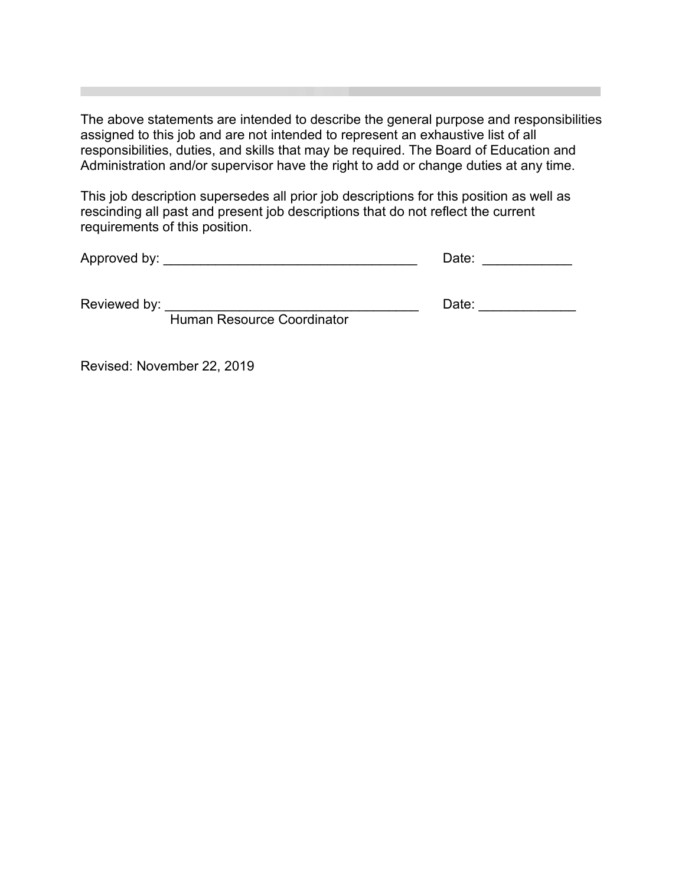The above statements are intended to describe the general purpose and responsibilities assigned to this job and are not intended to represent an exhaustive list of all responsibilities, duties, and skills that may be required. The Board of Education and Administration and/or supervisor have the right to add or change duties at any time.

This job description supersedes all prior job descriptions for this position as well as rescinding all past and present job descriptions that do not reflect the current requirements of this position.

Approved by: ___________________________________ Date: ____________

Reviewed by: ___________________________________ Date: _____________
Human Resource Coordinator

Revised: November 22, 2019